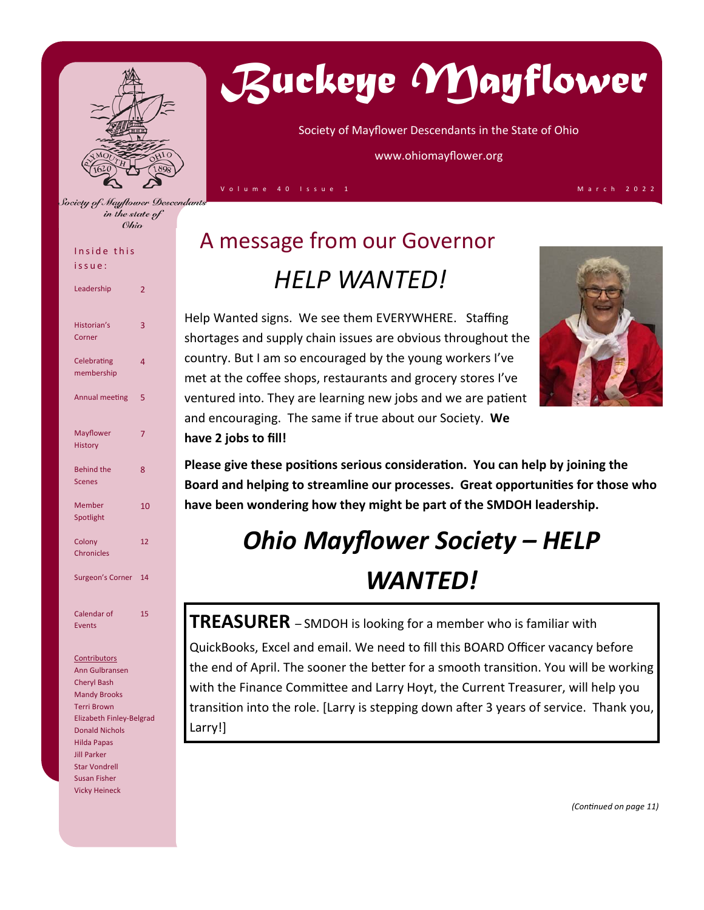# Buckeye Mayflower

Society of Mayflower Descendants in the State of Ohio

www.ohiomayflower.org

Volume 40 Issue 1 — March 2022

Society of Mayflower Descendants in the state of Ohio

**Inside this issue:**

| | |
|---|---|
| Leadership | 2 |
| Historian's Corner | 3 |
| Celebrating membership | 4 |
| Annual meeting | 5 |
| Mayflower History | 7 |
| Behind the Scenes | 8 |
| Member Spotlight | 10 |
| Colony Chronicles | 12 |
| Surgeon's Corner | 14 |
| Calendar of Events | 15 |

Contributors
Ann Gulbransen
Cheryl Bash
Mandy Brooks
Terri Brown
Elizabeth Finley-Belgrad
Donald Nichols
Hilda Papas
Jill Parker
Star Vondrell
Susan Fisher
Vicky Heineck

## A message from our Governor

## *HELP WANTED!*

Help Wanted signs. We see them EVERYWHERE. Staffing shortages and supply chain issues are obvious throughout the country. But I am so encouraged by the young workers I've met at the coffee shops, restaurants and grocery stores I've ventured into. They are learning new jobs and we are patient and encouraging. The same if true about our Society. **We have 2 jobs to fill!**

**Please give these positions serious consideration. You can help by joining the Board and helping to streamline our processes. Great opportunities for those who have been wondering how they might be part of the SMDOH leadership.**

## *Ohio Mayflower Society – HELP WANTED!*

**TREASURER** – SMDOH is looking for a member who is familiar with QuickBooks, Excel and email. We need to fill this BOARD Officer vacancy before the end of April. The sooner the better for a smooth transition. You will be working with the Finance Committee and Larry Hoyt, the Current Treasurer, will help you transition into the role. [Larry is stepping down after 3 years of service. Thank you, Larry!]

*(Continued on page 11)*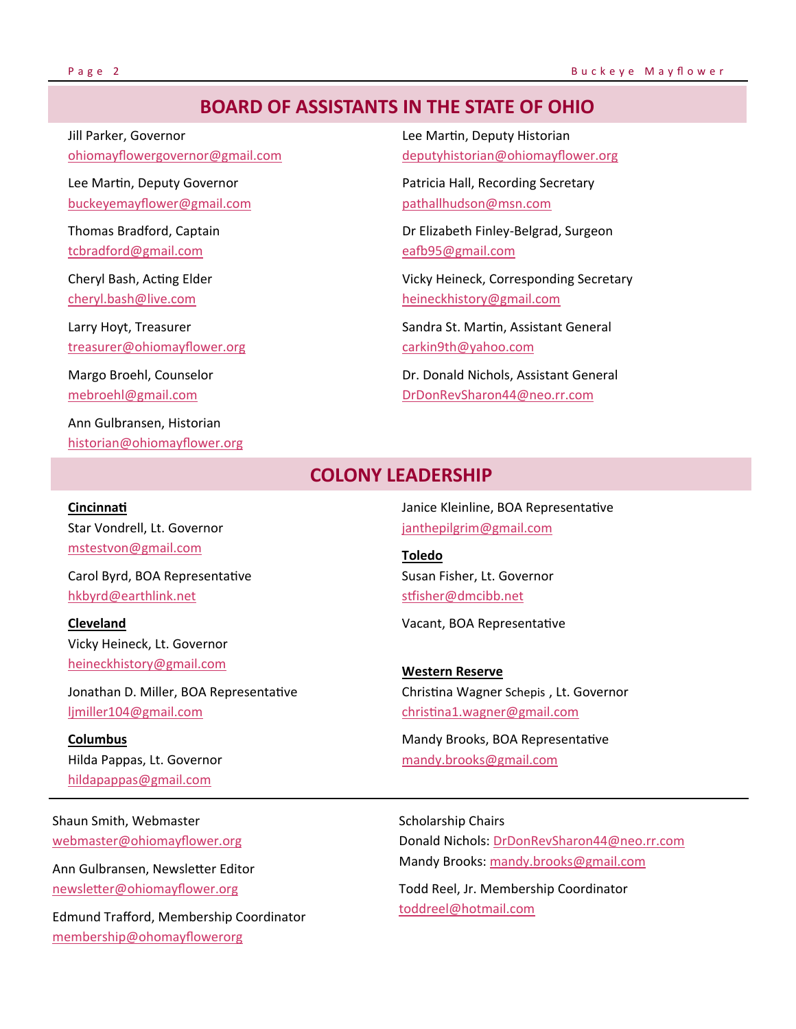## BOARD OF ASSISTANTS IN THE STATE OF OHIO

Jill Parker, Governor
ohiomayflowergovernor@gmail.com

Lee Martin, Deputy Governor
buckeyemayflower@gmail.com

Thomas Bradford, Captain
tcbradford@gmail.com

Cheryl Bash, Acting Elder
cheryl.bash@live.com

Larry Hoyt, Treasurer
treasurer@ohiomayflower.org

Margo Broehl, Counselor
mebroehl@gmail.com

Ann Gulbransen, Historian
historian@ohiomayflower.org

Lee Martin, Deputy Historian
deputyhistorian@ohiomayflower.org

Patricia Hall, Recording Secretary
pathallhudson@msn.com

Dr Elizabeth Finley-Belgrad, Surgeon
eafb95@gmail.com

Vicky Heineck, Corresponding Secretary
heineckhistory@gmail.com

Sandra St. Martin, Assistant General
carkin9th@yahoo.com

Dr. Donald Nichols, Assistant General
DrDonRevSharon44@neo.rr.com

## COLONY LEADERSHIP

**Cincinnati**
Star Vondrell, Lt. Governor
mstestvon@gmail.com

Carol Byrd, BOA Representative
hkbyrd@earthlink.net

**Cleveland**
Vicky Heineck, Lt. Governor
heineckhistory@gmail.com

Jonathan D. Miller, BOA Representative
ljmiller104@gmail.com

**Columbus**
Hilda Pappas, Lt. Governor
hildapappas@gmail.com

Janice Kleinline, BOA Representative
janthepilgrim@gmail.com

**Toledo**
Susan Fisher, Lt. Governor
stfisher@dmcibb.net

Vacant, BOA Representative

**Western Reserve**
Christina Wagner Schepis , Lt. Governor
christina1.wagner@gmail.com

Mandy Brooks, BOA Representative
mandy.brooks@gmail.com

---

Shaun Smith, Webmaster
webmaster@ohiomayflower.org

Ann Gulbransen, Newsletter Editor
newsletter@ohiomayflower.org

Edmund Trafford, Membership Coordinator
membership@ohomayflowerorg

Scholarship Chairs
Donald Nichols: DrDonRevSharon44@neo.rr.com
Mandy Brooks: mandy.brooks@gmail.com

Todd Reel, Jr. Membership Coordinator
toddreel@hotmail.com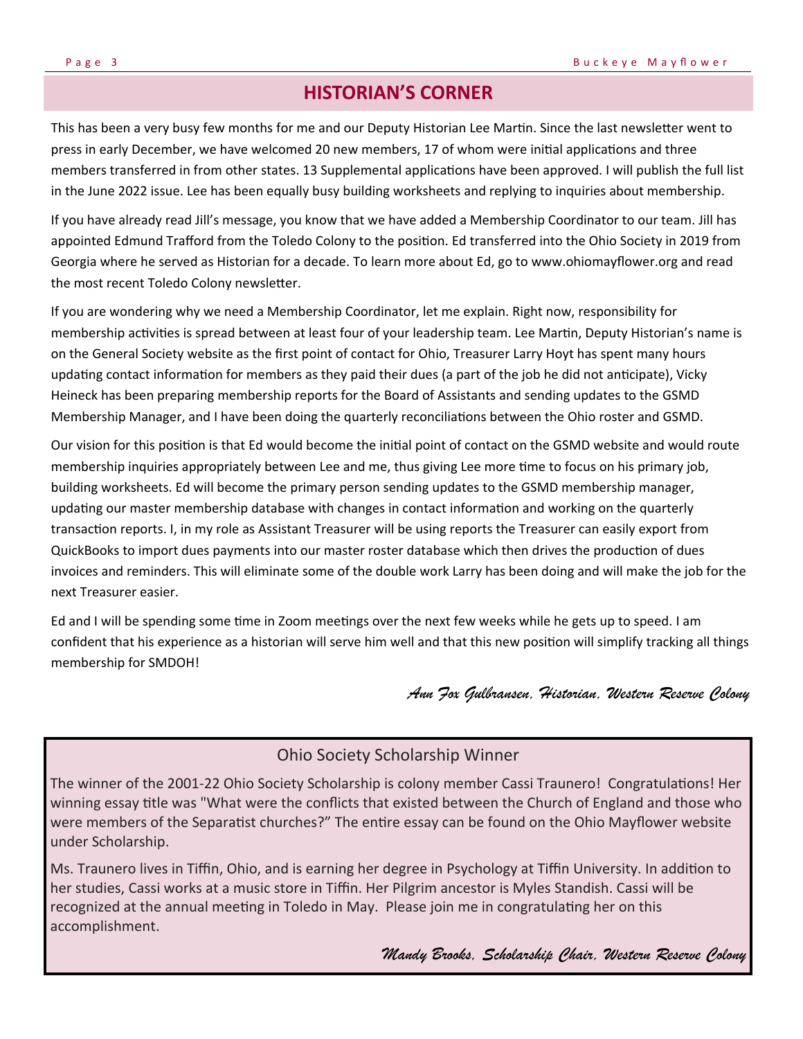## HISTORIAN'S CORNER

This has been a very busy few months for me and our Deputy Historian Lee Martin. Since the last newsletter went to press in early December, we have welcomed 20 new members, 17 of whom were initial applications and three members transferred in from other states. 13 Supplemental applications have been approved. I will publish the full list in the June 2022 issue. Lee has been equally busy building worksheets and replying to inquiries about membership.

If you have already read Jill's message, you know that we have added a Membership Coordinator to our team. Jill has appointed Edmund Trafford from the Toledo Colony to the position. Ed transferred into the Ohio Society in 2019 from Georgia where he served as Historian for a decade. To learn more about Ed, go to www.ohiomayflower.org and read the most recent Toledo Colony newsletter.

If you are wondering why we need a Membership Coordinator, let me explain. Right now, responsibility for membership activities is spread between at least four of your leadership team. Lee Martin, Deputy Historian's name is on the General Society website as the first point of contact for Ohio, Treasurer Larry Hoyt has spent many hours updating contact information for members as they paid their dues (a part of the job he did not anticipate), Vicky Heineck has been preparing membership reports for the Board of Assistants and sending updates to the GSMD Membership Manager, and I have been doing the quarterly reconciliations between the Ohio roster and GSMD.

Our vision for this position is that Ed would become the initial point of contact on the GSMD website and would route membership inquiries appropriately between Lee and me, thus giving Lee more time to focus on his primary job, building worksheets. Ed will become the primary person sending updates to the GSMD membership manager, updating our master membership database with changes in contact information and working on the quarterly transaction reports. I, in my role as Assistant Treasurer will be using reports the Treasurer can easily export from QuickBooks to import dues payments into our master roster database which then drives the production of dues invoices and reminders. This will eliminate some of the double work Larry has been doing and will make the job for the next Treasurer easier.

Ed and I will be spending some time in Zoom meetings over the next few weeks while he gets up to speed. I am confident that his experience as a historian will serve him well and that this new position will simplify tracking all things membership for SMDOH!

*Ann Fox Gulbransen, Historian, Western Reserve Colony*

### Ohio Society Scholarship Winner

The winner of the 2001-22 Ohio Society Scholarship is colony member Cassi Traunero! Congratulations! Her winning essay title was "What were the conflicts that existed between the Church of England and those who were members of the Separatist churches?" The entire essay can be found on the Ohio Mayflower website under Scholarship.

Ms. Traunero lives in Tiffin, Ohio, and is earning her degree in Psychology at Tiffin University. In addition to her studies, Cassi works at a music store in Tiffin. Her Pilgrim ancestor is Myles Standish. Cassi will be recognized at the annual meeting in Toledo in May. Please join me in congratulating her on this accomplishment.

*Mandy Brooks, Scholarship Chair, Western Reserve Colony*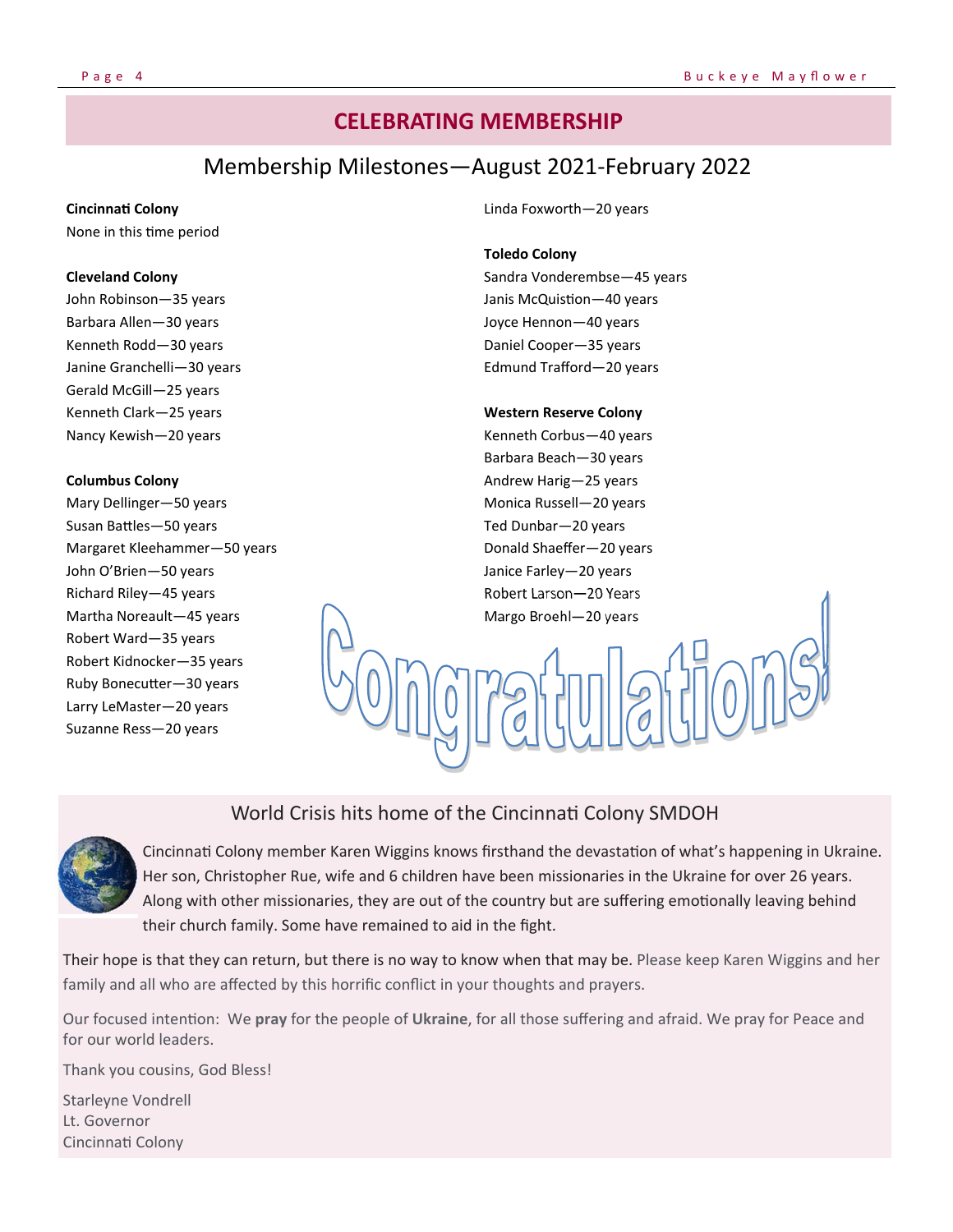# CELEBRATING MEMBERSHIP

## Membership Milestones—August 2021-February 2022

**Cincinnati Colony**

None in this time period

**Cleveland Colony**

John Robinson—35 years
Barbara Allen—30 years
Kenneth Rodd—30 years
Janine Granchelli—30 years
Gerald McGill—25 years
Kenneth Clark—25 years
Nancy Kewish—20 years

**Columbus Colony**

Mary Dellinger—50 years
Susan Battles—50 years
Margaret Kleehammer—50 years
John O'Brien—50 years
Richard Riley—45 years
Martha Noreault—45 years
Robert Ward—35 years
Robert Kidnocker—35 years
Ruby Bonecutter—30 years
Larry LeMaster—20 years
Suzanne Ress—20 years
Linda Foxworth—20 years

**Toledo Colony**

Sandra Vonderembse—45 years
Janis McQuistion—40 years
Joyce Hennon—40 years
Daniel Cooper—35 years
Edmund Trafford—20 years

**Western Reserve Colony**

Kenneth Corbus—40 years
Barbara Beach—30 years
Andrew Harig—25 years
Monica Russell—20 years
Ted Dunbar—20 years
Donald Shaeffer—20 years
Janice Farley—20 years
Robert Larson—20 Years
Margo Broehl—20 years

Congratulations!

## World Crisis hits home of the Cincinnati Colony SMDOH

Cincinnati Colony member Karen Wiggins knows firsthand the devastation of what's happening in Ukraine. Her son, Christopher Rue, wife and 6 children have been missionaries in the Ukraine for over 26 years. Along with other missionaries, they are out of the country but are suffering emotionally leaving behind their church family. Some have remained to aid in the fight.

Their hope is that they can return, but there is no way to know when that may be. Please keep Karen Wiggins and her family and all who are affected by this horrific conflict in your thoughts and prayers.

Our focused intention: We **pray** for the people of **Ukraine**, for all those suffering and afraid. We pray for Peace and for our world leaders.

Thank you cousins, God Bless!

Starleyne Vondrell
Lt. Governor
Cincinnati Colony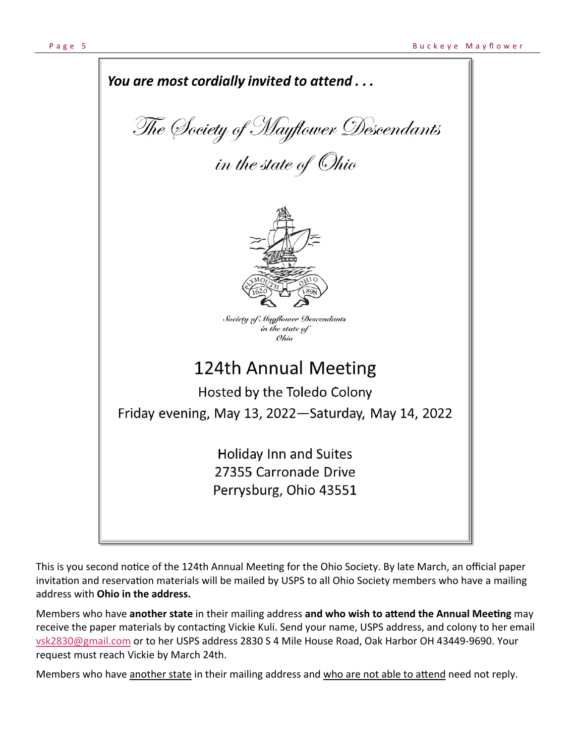*You are most cordially invited to attend . . .*

# The Society of Mayflower Descendants in the state of Ohio

Society of Mayflower Descendants in the state of Ohio

## 124th Annual Meeting

Hosted by the Toledo Colony

Friday evening, May 13, 2022—Saturday, May 14, 2022

Holiday Inn and Suites
27355 Carronade Drive
Perrysburg, Ohio 43551

This is you second notice of the 124th Annual Meeting for the Ohio Society. By late March, an official paper invitation and reservation materials will be mailed by USPS to all Ohio Society members who have a mailing address with **Ohio in the address.**

Members who have **another state** in their mailing address **and who wish to attend the Annual Meeting** may receive the paper materials by contacting Vickie Kuli. Send your name, USPS address, and colony to her email vsk2830@gmail.com or to her USPS address 2830 S 4 Mile House Road, Oak Harbor OH 43449-9690. Your request must reach Vickie by March 24th.

Members who have <u>another state</u> in their mailing address and <u>who are not able to attend</u> need not reply.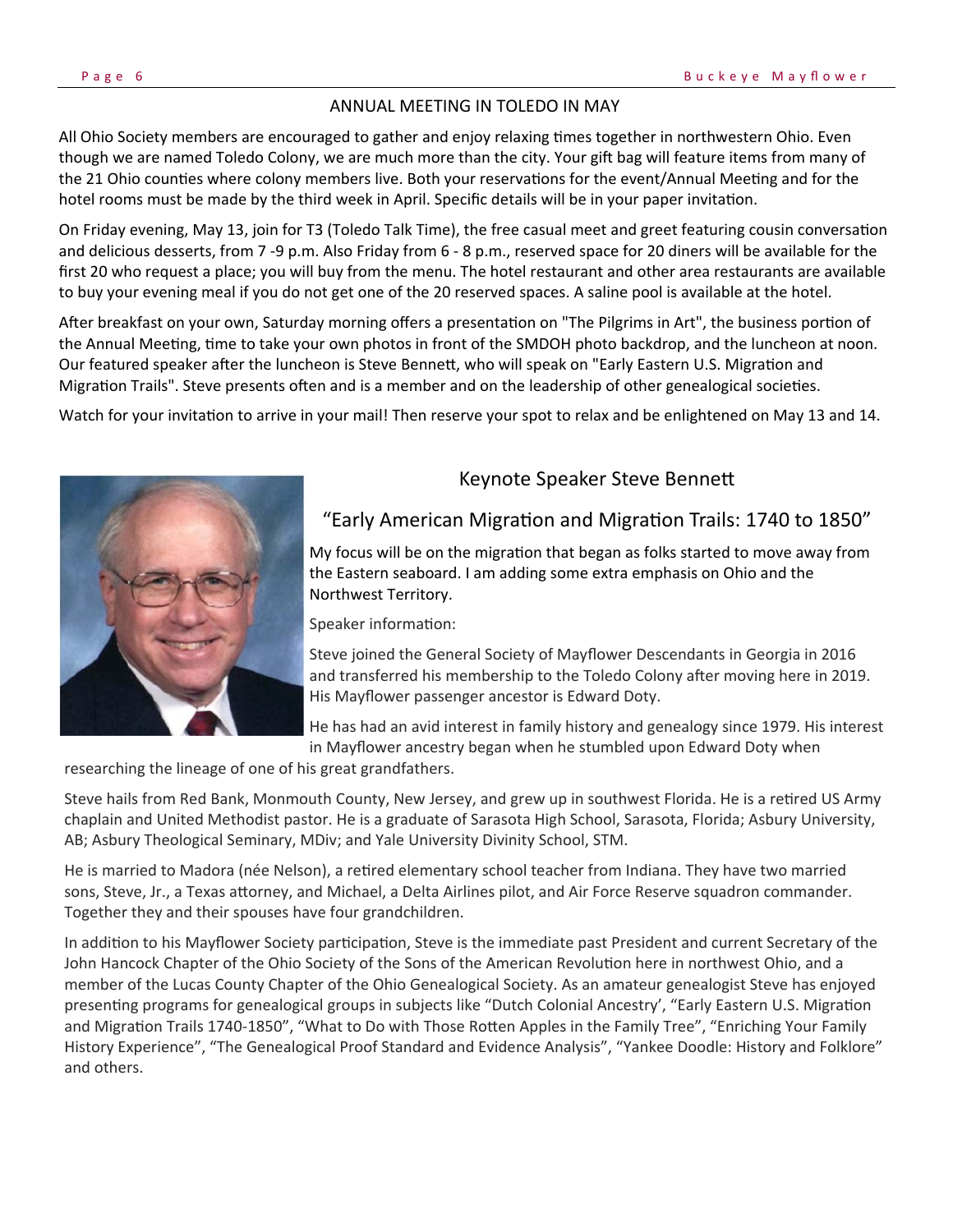## ANNUAL MEETING IN TOLEDO IN MAY

All Ohio Society members are encouraged to gather and enjoy relaxing times together in northwestern Ohio. Even though we are named Toledo Colony, we are much more than the city. Your gift bag will feature items from many of the 21 Ohio counties where colony members live. Both your reservations for the event/Annual Meeting and for the hotel rooms must be made by the third week in April. Specific details will be in your paper invitation.

On Friday evening, May 13, join for T3 (Toledo Talk Time), the free casual meet and greet featuring cousin conversation and delicious desserts, from 7 -9 p.m. Also Friday from 6 - 8 p.m., reserved space for 20 diners will be available for the first 20 who request a place; you will buy from the menu. The hotel restaurant and other area restaurants are available to buy your evening meal if you do not get one of the 20 reserved spaces. A saline pool is available at the hotel.

After breakfast on your own, Saturday morning offers a presentation on "The Pilgrims in Art", the business portion of the Annual Meeting, time to take your own photos in front of the SMDOH photo backdrop, and the luncheon at noon. Our featured speaker after the luncheon is Steve Bennett, who will speak on "Early Eastern U.S. Migration and Migration Trails". Steve presents often and is a member and on the leadership of other genealogical societies.

Watch for your invitation to arrive in your mail! Then reserve your spot to relax and be enlightened on May 13 and 14.

## Keynote Speaker Steve Bennett

### "Early American Migration and Migration Trails: 1740 to 1850"

My focus will be on the migration that began as folks started to move away from the Eastern seaboard. I am adding some extra emphasis on Ohio and the Northwest Territory.

Speaker information:

Steve joined the General Society of Mayflower Descendants in Georgia in 2016 and transferred his membership to the Toledo Colony after moving here in 2019. His Mayflower passenger ancestor is Edward Doty.

He has had an avid interest in family history and genealogy since 1979. His interest in Mayflower ancestry began when he stumbled upon Edward Doty when researching the lineage of one of his great grandfathers.

Steve hails from Red Bank, Monmouth County, New Jersey, and grew up in southwest Florida. He is a retired US Army chaplain and United Methodist pastor. He is a graduate of Sarasota High School, Sarasota, Florida; Asbury University, AB; Asbury Theological Seminary, MDiv; and Yale University Divinity School, STM.

He is married to Madora (née Nelson), a retired elementary school teacher from Indiana. They have two married sons, Steve, Jr., a Texas attorney, and Michael, a Delta Airlines pilot, and Air Force Reserve squadron commander. Together they and their spouses have four grandchildren.

In addition to his Mayflower Society participation, Steve is the immediate past President and current Secretary of the John Hancock Chapter of the Ohio Society of the Sons of the American Revolution here in northwest Ohio, and a member of the Lucas County Chapter of the Ohio Genealogical Society. As an amateur genealogist Steve has enjoyed presenting programs for genealogical groups in subjects like "Dutch Colonial Ancestry', "Early Eastern U.S. Migration and Migration Trails 1740-1850", "What to Do with Those Rotten Apples in the Family Tree", "Enriching Your Family History Experience", "The Genealogical Proof Standard and Evidence Analysis", "Yankee Doodle: History and Folklore" and others.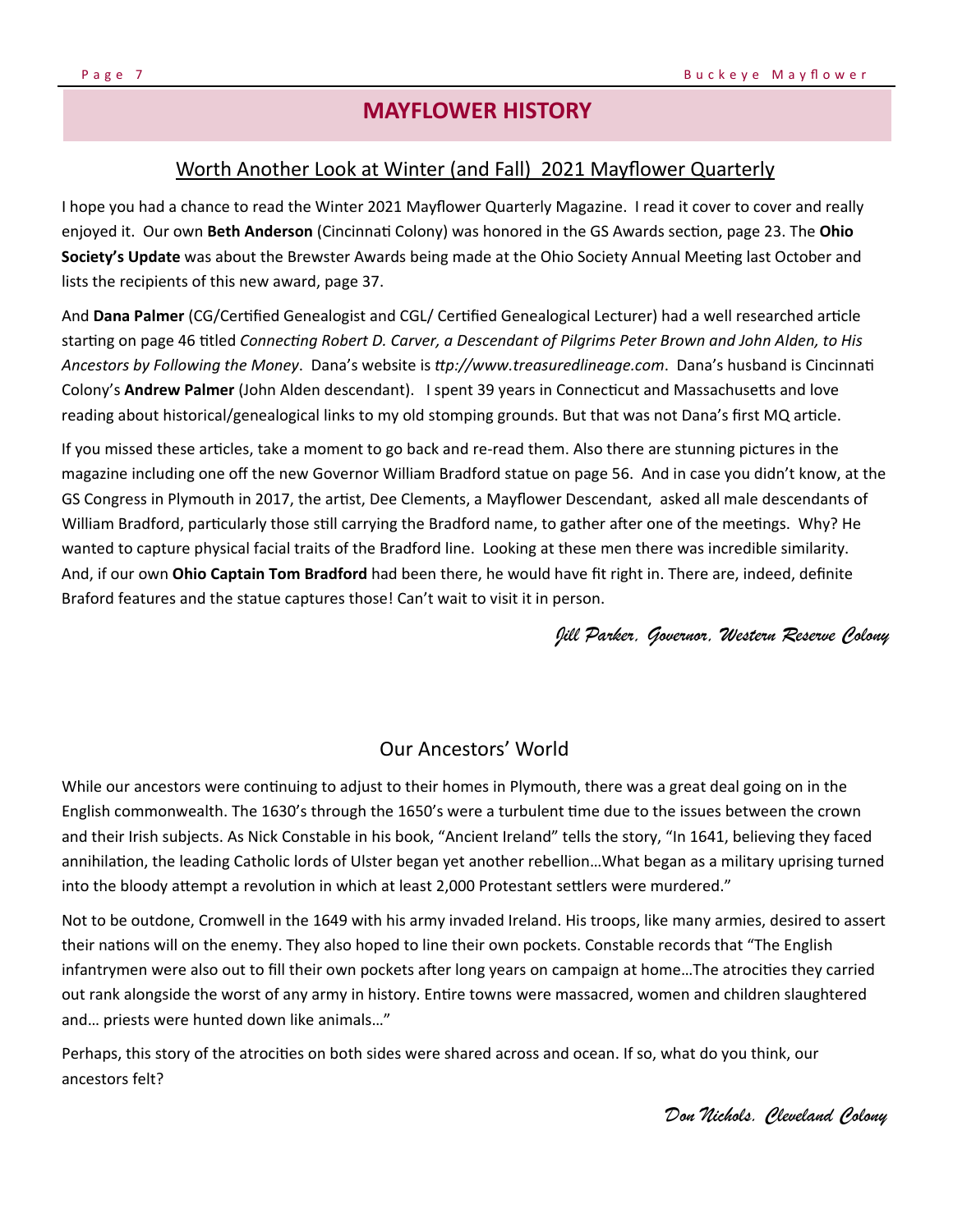# MAYFLOWER HISTORY

## Worth Another Look at Winter (and Fall) 2021 Mayflower Quarterly

I hope you had a chance to read the Winter 2021 Mayflower Quarterly Magazine. I read it cover to cover and really enjoyed it. Our own **Beth Anderson** (Cincinnati Colony) was honored in the GS Awards section, page 23. The **Ohio Society's Update** was about the Brewster Awards being made at the Ohio Society Annual Meeting last October and lists the recipients of this new award, page 37.

And **Dana Palmer** (CG/Certified Genealogist and CGL/ Certified Genealogical Lecturer) had a well researched article starting on page 46 titled *Connecting Robert D. Carver, a Descendant of Pilgrims Peter Brown and John Alden, to His Ancestors by Following the Money*. Dana's website is *ttp://www.treasuredlineage.com*. Dana's husband is Cincinnati Colony's **Andrew Palmer** (John Alden descendant). I spent 39 years in Connecticut and Massachusetts and love reading about historical/genealogical links to my old stomping grounds. But that was not Dana's first MQ article.

If you missed these articles, take a moment to go back and re-read them. Also there are stunning pictures in the magazine including one off the new Governor William Bradford statue on page 56. And in case you didn't know, at the GS Congress in Plymouth in 2017, the artist, Dee Clements, a Mayflower Descendant, asked all male descendants of William Bradford, particularly those still carrying the Bradford name, to gather after one of the meetings. Why? He wanted to capture physical facial traits of the Bradford line. Looking at these men there was incredible similarity. And, if our own **Ohio Captain Tom Bradford** had been there, he would have fit right in. There are, indeed, definite Braford features and the statue captures those! Can't wait to visit it in person.

*Jill Parker, Governor, Western Reserve Colony*

## Our Ancestors' World

While our ancestors were continuing to adjust to their homes in Plymouth, there was a great deal going on in the English commonwealth. The 1630's through the 1650's were a turbulent time due to the issues between the crown and their Irish subjects. As Nick Constable in his book, "Ancient Ireland" tells the story, "In 1641, believing they faced annihilation, the leading Catholic lords of Ulster began yet another rebellion…What began as a military uprising turned into the bloody attempt a revolution in which at least 2,000 Protestant settlers were murdered."

Not to be outdone, Cromwell in the 1649 with his army invaded Ireland. His troops, like many armies, desired to assert their nations will on the enemy. They also hoped to line their own pockets. Constable records that "The English infantrymen were also out to fill their own pockets after long years on campaign at home…The atrocities they carried out rank alongside the worst of any army in history. Entire towns were massacred, women and children slaughtered and… priests were hunted down like animals…"

Perhaps, this story of the atrocities on both sides were shared across and ocean. If so, what do you think, our ancestors felt?

*Don Nichols, Cleveland Colony*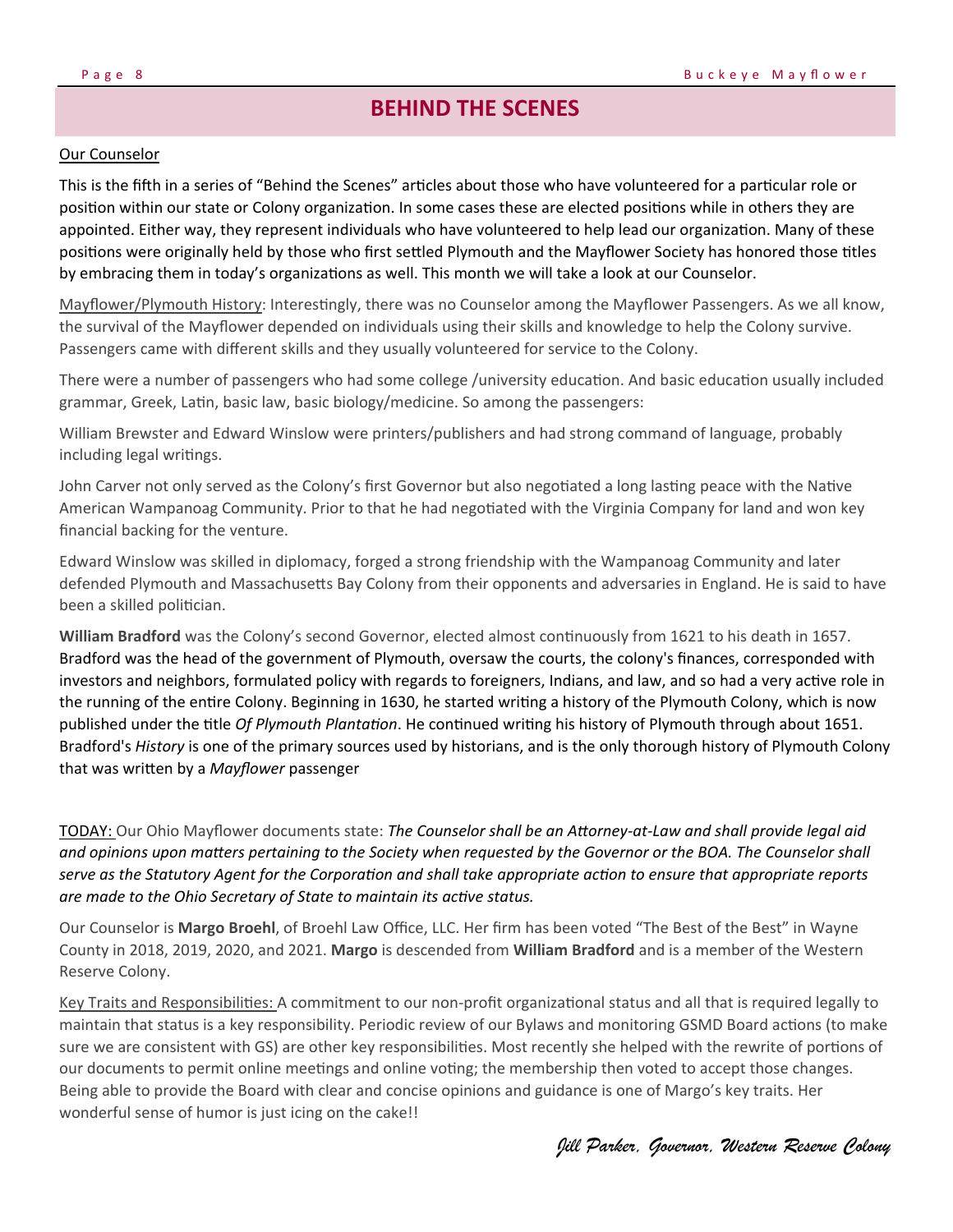## BEHIND THE SCENES

Our Counselor

This is the fifth in a series of "Behind the Scenes" articles about those who have volunteered for a particular role or position within our state or Colony organization. In some cases these are elected positions while in others they are appointed. Either way, they represent individuals who have volunteered to help lead our organization. Many of these positions were originally held by those who first settled Plymouth and the Mayflower Society has honored those titles by embracing them in today's organizations as well. This month we will take a look at our Counselor.

Mayflower/Plymouth History: Interestingly, there was no Counselor among the Mayflower Passengers. As we all know, the survival of the Mayflower depended on individuals using their skills and knowledge to help the Colony survive. Passengers came with different skills and they usually volunteered for service to the Colony.

There were a number of passengers who had some college /university education. And basic education usually included grammar, Greek, Latin, basic law, basic biology/medicine. So among the passengers:

William Brewster and Edward Winslow were printers/publishers and had strong command of language, probably including legal writings.

John Carver not only served as the Colony's first Governor but also negotiated a long lasting peace with the Native American Wampanoag Community. Prior to that he had negotiated with the Virginia Company for land and won key financial backing for the venture.

Edward Winslow was skilled in diplomacy, forged a strong friendship with the Wampanoag Community and later defended Plymouth and Massachusetts Bay Colony from their opponents and adversaries in England. He is said to have been a skilled politician.

**William Bradford** was the Colony's second Governor, elected almost continuously from 1621 to his death in 1657. Bradford was the head of the government of Plymouth, oversaw the courts, the colony's finances, corresponded with investors and neighbors, formulated policy with regards to foreigners, Indians, and law, and so had a very active role in the running of the entire Colony. Beginning in 1630, he started writing a history of the Plymouth Colony, which is now published under the title *Of Plymouth Plantation*. He continued writing his history of Plymouth through about 1651. Bradford's *History* is one of the primary sources used by historians, and is the only thorough history of Plymouth Colony that was written by a *Mayflower* passenger

TODAY: Our Ohio Mayflower documents state: *The Counselor shall be an Attorney-at-Law and shall provide legal aid and opinions upon matters pertaining to the Society when requested by the Governor or the BOA. The Counselor shall serve as the Statutory Agent for the Corporation and shall take appropriate action to ensure that appropriate reports are made to the Ohio Secretary of State to maintain its active status.*

Our Counselor is **Margo Broehl**, of Broehl Law Office, LLC. Her firm has been voted "The Best of the Best" in Wayne County in 2018, 2019, 2020, and 2021. **Margo** is descended from **William Bradford** and is a member of the Western Reserve Colony.

Key Traits and Responsibilities: A commitment to our non-profit organizational status and all that is required legally to maintain that status is a key responsibility. Periodic review of our Bylaws and monitoring GSMD Board actions (to make sure we are consistent with GS) are other key responsibilities. Most recently she helped with the rewrite of portions of our documents to permit online meetings and online voting; the membership then voted to accept those changes. Being able to provide the Board with clear and concise opinions and guidance is one of Margo's key traits. Her wonderful sense of humor is just icing on the cake!!

*Jill Parker, Governor, Western Reserve Colony*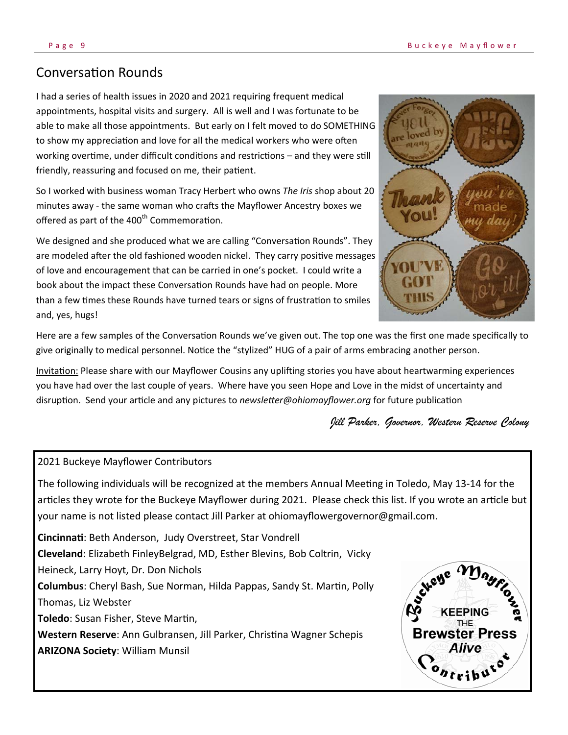## Conversation Rounds

I had a series of health issues in 2020 and 2021 requiring frequent medical appointments, hospital visits and surgery. All is well and I was fortunate to be able to make all those appointments. But early on I felt moved to do SOMETHING to show my appreciation and love for all the medical workers who were often working overtime, under difficult conditions and restrictions – and they were still friendly, reassuring and focused on me, their patient.

So I worked with business woman Tracy Herbert who owns *The Iris* shop about 20 minutes away - the same woman who crafts the Mayflower Ancestry boxes we offered as part of the 400th Commemoration.

We designed and she produced what we are calling "Conversation Rounds". They are modeled after the old fashioned wooden nickel. They carry positive messages of love and encouragement that can be carried in one's pocket. I could write a book about the impact these Conversation Rounds have had on people. More than a few times these Rounds have turned tears or signs of frustration to smiles and, yes, hugs!

Here are a few samples of the Conversation Rounds we've given out. The top one was the first one made specifically to give originally to medical personnel. Notice the "stylized" HUG of a pair of arms embracing another person.

Invitation: Please share with our Mayflower Cousins any uplifting stories you have about heartwarming experiences you have had over the last couple of years. Where have you seen Hope and Love in the midst of uncertainty and disruption. Send your article and any pictures to *newsletter@ohiomayflower.org* for future publication

*Jill Parker, Governor, Western Reserve Colony*

---

2021 Buckeye Mayflower Contributors

The following individuals will be recognized at the members Annual Meeting in Toledo, May 13-14 for the articles they wrote for the Buckeye Mayflower during 2021. Please check this list. If you wrote an article but your name is not listed please contact Jill Parker at ohiomayflowergovernor@gmail.com.

**Cincinnati**: Beth Anderson, Judy Overstreet, Star Vondrell
**Cleveland**: Elizabeth FinleyBelgrad, MD, Esther Blevins, Bob Coltrin, Vicky Heineck, Larry Hoyt, Dr. Don Nichols
**Columbus**: Cheryl Bash, Sue Norman, Hilda Pappas, Sandy St. Martin, Polly Thomas, Liz Webster
**Toledo**: Susan Fisher, Steve Martin,
**Western Reserve**: Ann Gulbransen, Jill Parker, Christina Wagner Schepis
**ARIZONA Society**: William Munsil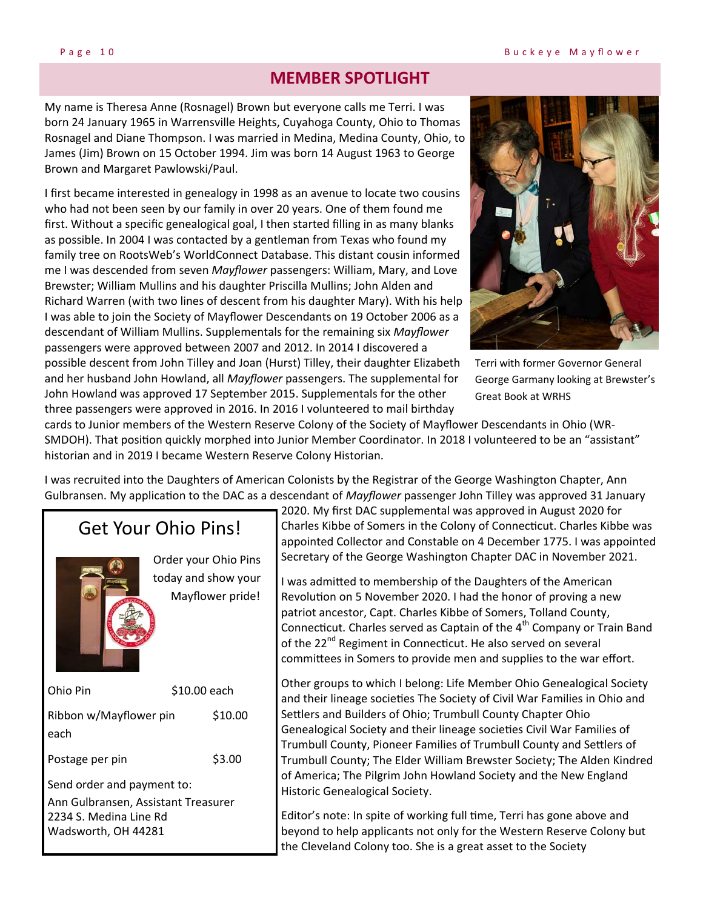## MEMBER SPOTLIGHT

My name is Theresa Anne (Rosnagel) Brown but everyone calls me Terri. I was born 24 January 1965 in Warrensville Heights, Cuyahoga County, Ohio to Thomas Rosnagel and Diane Thompson. I was married in Medina, Medina County, Ohio, to James (Jim) Brown on 15 October 1994. Jim was born 14 August 1963 to George Brown and Margaret Pawlowski/Paul.

I first became interested in genealogy in 1998 as an avenue to locate two cousins who had not been seen by our family in over 20 years. One of them found me first. Without a specific genealogical goal, I then started filling in as many blanks as possible. In 2004 I was contacted by a gentleman from Texas who found my family tree on RootsWeb's WorldConnect Database. This distant cousin informed me I was descended from seven *Mayflower* passengers: William, Mary, and Love Brewster; William Mullins and his daughter Priscilla Mullins; John Alden and Richard Warren (with two lines of descent from his daughter Mary). With his help I was able to join the Society of Mayflower Descendants on 19 October 2006 as a descendant of William Mullins. Supplementals for the remaining six *Mayflower* passengers were approved between 2007 and 2012. In 2014 I discovered a possible descent from John Tilley and Joan (Hurst) Tilley, their daughter Elizabeth and her husband John Howland, all *Mayflower* passengers. The supplemental for John Howland was approved 17 September 2015. Supplementals for the other three passengers were approved in 2016. In 2016 I volunteered to mail birthday cards to Junior members of the Western Reserve Colony of the Society of Mayflower Descendants in Ohio (WR-SMDOH). That position quickly morphed into Junior Member Coordinator. In 2018 I volunteered to be an "assistant" historian and in 2019 I became Western Reserve Colony Historian.

Terri with former Governor General George Garmany looking at Brewster's Great Book at WRHS

I was recruited into the Daughters of American Colonists by the Registrar of the George Washington Chapter, Ann Gulbransen. My application to the DAC as a descendant of *Mayflower* passenger John Tilley was approved 31 January 2020. My first DAC supplemental was approved in August 2020 for Charles Kibbe of Somers in the Colony of Connecticut. Charles Kibbe was appointed Collector and Constable on 4 December 1775. I was appointed Secretary of the George Washington Chapter DAC in November 2021.

I was admitted to membership of the Daughters of the American Revolution on 5 November 2020. I had the honor of proving a new patriot ancestor, Capt. Charles Kibbe of Somers, Tolland County, Connecticut. Charles served as Captain of the 4th Company or Train Band of the 22nd Regiment in Connecticut. He also served on several committees in Somers to provide men and supplies to the war effort.

Other groups to which I belong: Life Member Ohio Genealogical Society and their lineage societies The Society of Civil War Families in Ohio and Settlers and Builders of Ohio; Trumbull County Chapter Ohio Genealogical Society and their lineage societies Civil War Families of Trumbull County, Pioneer Families of Trumbull County and Settlers of Trumbull County; The Elder William Brewster Society; The Alden Kindred of America; The Pilgrim John Howland Society and the New England Historic Genealogical Society.

Editor's note: In spite of working full time, Terri has gone above and beyond to help applicants not only for the Western Reserve Colony but the Cleveland Colony too. She is a great asset to the Society

## Get Your Ohio Pins!

Order your Ohio Pins today and show your Mayflower pride!

| | |
|---|---|
| Ohio Pin | $10.00 each |
| Ribbon w/Mayflower pin each | $10.00 |
| Postage per pin | $3.00 |

Send order and payment to:
Ann Gulbransen, Assistant Treasurer
2234 S. Medina Line Rd
Wadsworth, OH 44281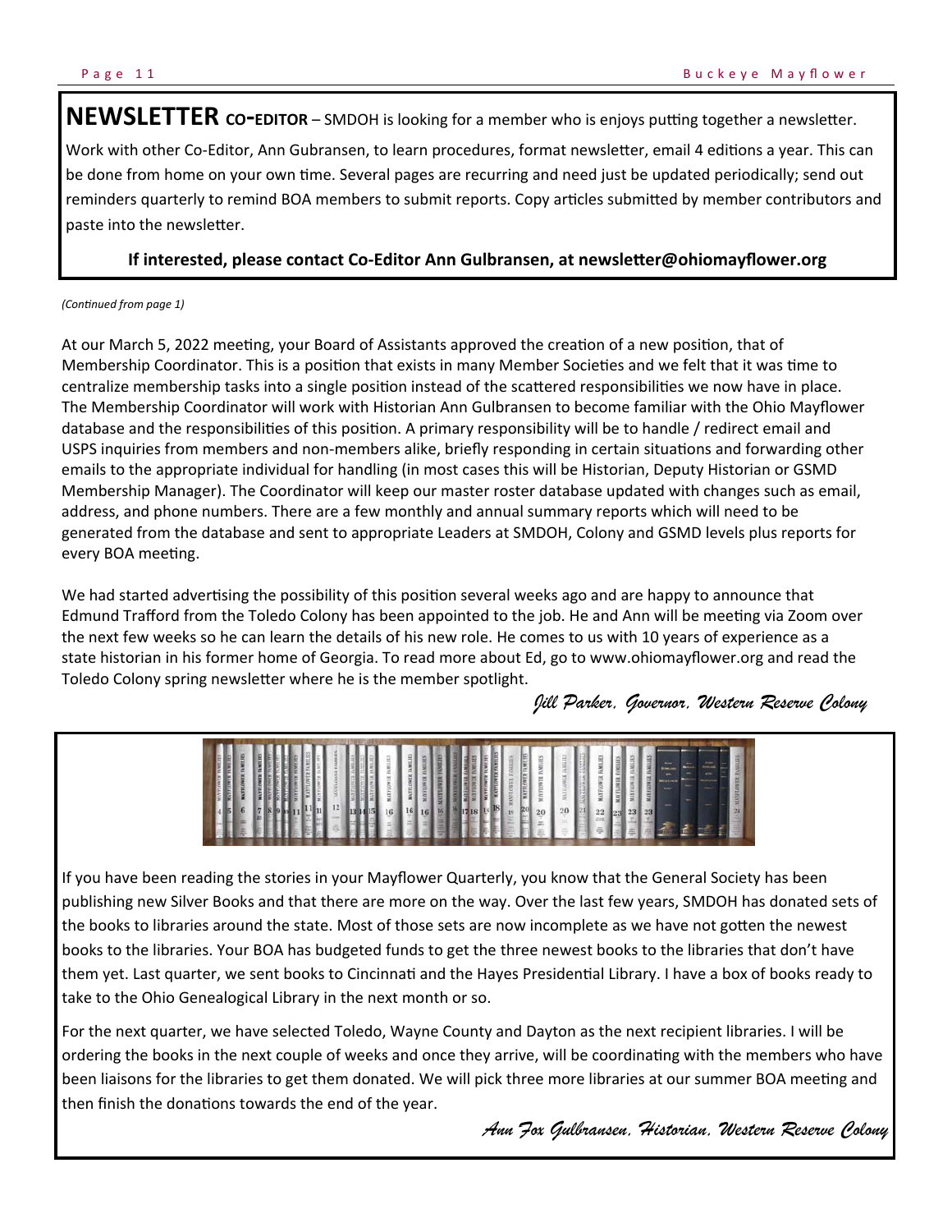**NEWSLETTER CO-EDITOR** – SMDOH is looking for a member who is enjoys putting together a newsletter.

Work with other Co-Editor, Ann Gubransen, to learn procedures, format newsletter, email 4 editions a year. This can be done from home on your own time. Several pages are recurring and need just be updated periodically; send out reminders quarterly to remind BOA members to submit reports. Copy articles submitted by member contributors and paste into the newsletter.

**If interested, please contact Co-Editor Ann Gulbransen, at newsletter@ohiomayflower.org**

*(Continued from page 1)*

At our March 5, 2022 meeting, your Board of Assistants approved the creation of a new position, that of Membership Coordinator. This is a position that exists in many Member Societies and we felt that it was time to centralize membership tasks into a single position instead of the scattered responsibilities we now have in place. The Membership Coordinator will work with Historian Ann Gulbransen to become familiar with the Ohio Mayflower database and the responsibilities of this position. A primary responsibility will be to handle / redirect email and USPS inquiries from members and non-members alike, briefly responding in certain situations and forwarding other emails to the appropriate individual for handling (in most cases this will be Historian, Deputy Historian or GSMD Membership Manager). The Coordinator will keep our master roster database updated with changes such as email, address, and phone numbers. There are a few monthly and annual summary reports which will need to be generated from the database and sent to appropriate Leaders at SMDOH, Colony and GSMD levels plus reports for every BOA meeting.

We had started advertising the possibility of this position several weeks ago and are happy to announce that Edmund Trafford from the Toledo Colony has been appointed to the job. He and Ann will be meeting via Zoom over the next few weeks so he can learn the details of his new role. He comes to us with 10 years of experience as a state historian in his former home of Georgia. To read more about Ed, go to www.ohiomayflower.org and read the Toledo Colony spring newsletter where he is the member spotlight.

*Jill Parker, Governor, Western Reserve Colony*

If you have been reading the stories in your Mayflower Quarterly, you know that the General Society has been publishing new Silver Books and that there are more on the way. Over the last few years, SMDOH has donated sets of the books to libraries around the state. Most of those sets are now incomplete as we have not gotten the newest books to the libraries. Your BOA has budgeted funds to get the three newest books to the libraries that don't have them yet. Last quarter, we sent books to Cincinnati and the Hayes Presidential Library. I have a box of books ready to take to the Ohio Genealogical Library in the next month or so.

For the next quarter, we have selected Toledo, Wayne County and Dayton as the next recipient libraries. I will be ordering the books in the next couple of weeks and once they arrive, will be coordinating with the members who have been liaisons for the libraries to get them donated. We will pick three more libraries at our summer BOA meeting and then finish the donations towards the end of the year.

*Ann Fox Gulbransen, Historian, Western Reserve Colony*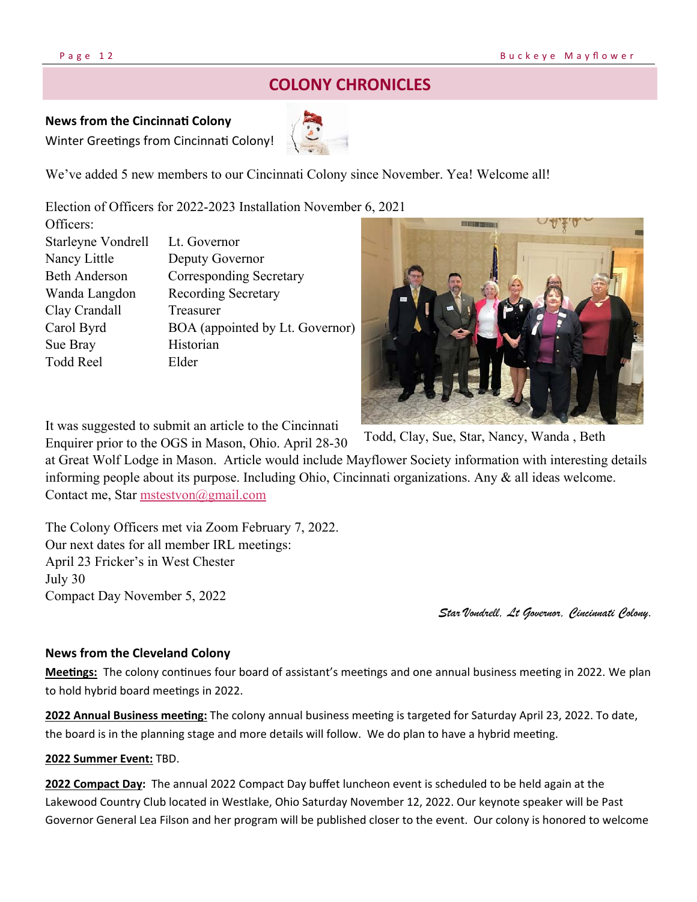## COLONY CHRONICLES

**News from the Cincinnati Colony**

Winter Greetings from Cincinnati Colony!

We've added 5 new members to our Cincinnati Colony since November. Yea! Welcome all!

Election of Officers for 2022-2023 Installation November 6, 2021

Officers:

| | |
|---|---|
| Starleyne Vondrell | Lt. Governor |
| Nancy Little | Deputy Governor |
| Beth Anderson | Corresponding Secretary |
| Wanda Langdon | Recording Secretary |
| Clay Crandall | Treasurer |
| Carol Byrd | BOA (appointed by Lt. Governor) |
| Sue Bray | Historian |
| Todd Reel | Elder |

Todd, Clay, Sue, Star, Nancy, Wanda , Beth

It was suggested to submit an article to the Cincinnati Enquirer prior to the OGS in Mason, Ohio. April 28-30 at Great Wolf Lodge in Mason. Article would include Mayflower Society information with interesting details informing people about its purpose. Including Ohio, Cincinnati organizations. Any & all ideas welcome. Contact me, Star mstestvon@gmail.com

The Colony Officers met via Zoom February 7, 2022.
Our next dates for all member IRL meetings:
April 23 Fricker's in West Chester
July 30
Compact Day November 5, 2022

*Star Vondrell, Lt Governor, Cincinnati Colony.*

**News from the Cleveland Colony**

**Meetings:** The colony continues four board of assistant's meetings and one annual business meeting in 2022. We plan to hold hybrid board meetings in 2022.

**2022 Annual Business meeting:** The colony annual business meeting is targeted for Saturday April 23, 2022. To date, the board is in the planning stage and more details will follow. We do plan to have a hybrid meeting.

**2022 Summer Event:** TBD.

**2022 Compact Day:** The annual 2022 Compact Day buffet luncheon event is scheduled to be held again at the Lakewood Country Club located in Westlake, Ohio Saturday November 12, 2022. Our keynote speaker will be Past Governor General Lea Filson and her program will be published closer to the event. Our colony is honored to welcome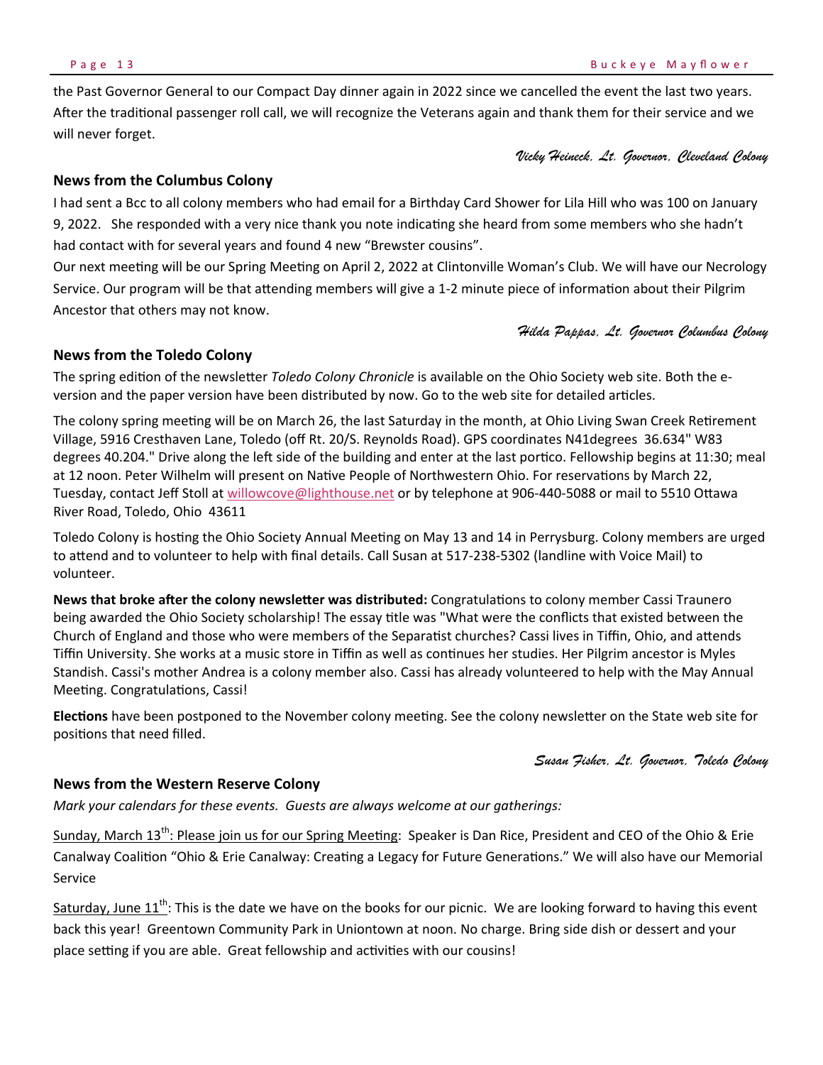the Past Governor General to our Compact Day dinner again in 2022 since we cancelled the event the last two years. After the traditional passenger roll call, we will recognize the Veterans again and thank them for their service and we will never forget.

*Vicky Heineck, Lt. Governor, Cleveland Colony*

### News from the Columbus Colony

I had sent a Bcc to all colony members who had email for a Birthday Card Shower for Lila Hill who was 100 on January 9, 2022. She responded with a very nice thank you note indicating she heard from some members who she hadn't had contact with for several years and found 4 new "Brewster cousins".

Our next meeting will be our Spring Meeting on April 2, 2022 at Clintonville Woman's Club. We will have our Necrology Service. Our program will be that attending members will give a 1-2 minute piece of information about their Pilgrim Ancestor that others may not know.

*Hilda Pappas, Lt. Governor Columbus Colony*

### News from the Toledo Colony

The spring edition of the newsletter *Toledo Colony Chronicle* is available on the Ohio Society web site. Both the e-version and the paper version have been distributed by now. Go to the web site for detailed articles.

The colony spring meeting will be on March 26, the last Saturday in the month, at Ohio Living Swan Creek Retirement Village, 5916 Cresthaven Lane, Toledo (off Rt. 20/S. Reynolds Road). GPS coordinates N41degrees 36.634" W83 degrees 40.204." Drive along the left side of the building and enter at the last portico. Fellowship begins at 11:30; meal at 12 noon. Peter Wilhelm will present on Native People of Northwestern Ohio. For reservations by March 22, Tuesday, contact Jeff Stoll at willowcove@lighthouse.net or by telephone at 906-440-5088 or mail to 5510 Ottawa River Road, Toledo, Ohio 43611

Toledo Colony is hosting the Ohio Society Annual Meeting on May 13 and 14 in Perrysburg. Colony members are urged to attend and to volunteer to help with final details. Call Susan at 517-238-5302 (landline with Voice Mail) to volunteer.

**News that broke after the colony newsletter was distributed:** Congratulations to colony member Cassi Traunero being awarded the Ohio Society scholarship! The essay title was "What were the conflicts that existed between the Church of England and those who were members of the Separatist churches? Cassi lives in Tiffin, Ohio, and attends Tiffin University. She works at a music store in Tiffin as well as continues her studies. Her Pilgrim ancestor is Myles Standish. Cassi's mother Andrea is a colony member also. Cassi has already volunteered to help with the May Annual Meeting. Congratulations, Cassi!

**Elections** have been postponed to the November colony meeting. See the colony newsletter on the State web site for positions that need filled.

*Susan Fisher, Lt. Governor, Toledo Colony*

### News from the Western Reserve Colony

*Mark your calendars for these events. Guests are always welcome at our gatherings:*

Sunday, March 13th: Please join us for our Spring Meeting: Speaker is Dan Rice, President and CEO of the Ohio & Erie Canalway Coalition "Ohio & Erie Canalway: Creating a Legacy for Future Generations." We will also have our Memorial Service

Saturday, June 11th: This is the date we have on the books for our picnic. We are looking forward to having this event back this year! Greentown Community Park in Uniontown at noon. No charge. Bring side dish or dessert and your place setting if you are able. Great fellowship and activities with our cousins!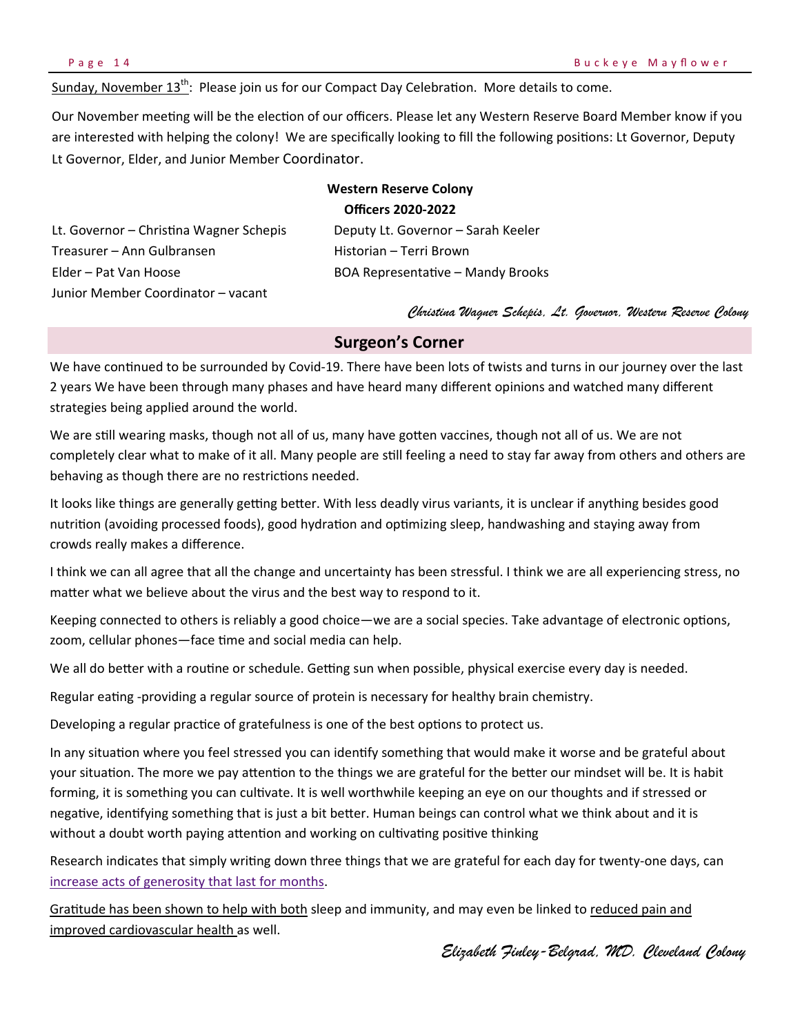Sunday, November 13th: Please join us for our Compact Day Celebration. More details to come.

Our November meeting will be the election of our officers. Please let any Western Reserve Board Member know if you are interested with helping the colony! We are specifically looking to fill the following positions: Lt Governor, Deputy Lt Governor, Elder, and Junior Member Coordinator.

**Western Reserve Colony**
**Officers 2020-2022**

Lt. Governor – Christina Wagner Schepis
Deputy Lt. Governor – Sarah Keeler
Treasurer – Ann Gulbransen
Historian – Terri Brown
Elder – Pat Van Hoose
BOA Representative – Mandy Brooks
Junior Member Coordinator – vacant

*Christina Wagner Schepis, Lt. Governor, Western Reserve Colony*

## Surgeon's Corner

We have continued to be surrounded by Covid-19. There have been lots of twists and turns in our journey over the last 2 years We have been through many phases and have heard many different opinions and watched many different strategies being applied around the world.

We are still wearing masks, though not all of us, many have gotten vaccines, though not all of us. We are not completely clear what to make of it all. Many people are still feeling a need to stay far away from others and others are behaving as though there are no restrictions needed.

It looks like things are generally getting better. With less deadly virus variants, it is unclear if anything besides good nutrition (avoiding processed foods), good hydration and optimizing sleep, handwashing and staying away from crowds really makes a difference.

I think we can all agree that all the change and uncertainty has been stressful. I think we are all experiencing stress, no matter what we believe about the virus and the best way to respond to it.

Keeping connected to others is reliably a good choice—we are a social species. Take advantage of electronic options, zoom, cellular phones—face time and social media can help.

We all do better with a routine or schedule. Getting sun when possible, physical exercise every day is needed.

Regular eating -providing a regular source of protein is necessary for healthy brain chemistry.

Developing a regular practice of gratefulness is one of the best options to protect us.

In any situation where you feel stressed you can identify something that would make it worse and be grateful about your situation. The more we pay attention to the things we are grateful for the better our mindset will be. It is habit forming, it is something you can cultivate. It is well worthwhile keeping an eye on our thoughts and if stressed or negative, identifying something that is just a bit better. Human beings can control what we think about and it is without a doubt worth paying attention and working on cultivating positive thinking

Research indicates that simply writing down three things that we are grateful for each day for twenty-one days, can increase acts of generosity that last for months.

Gratitude has been shown to help with both sleep and immunity, and may even be linked to reduced pain and improved cardiovascular health as well.

*Elizabeth Finley-Belgrad, MD, Cleveland Colony*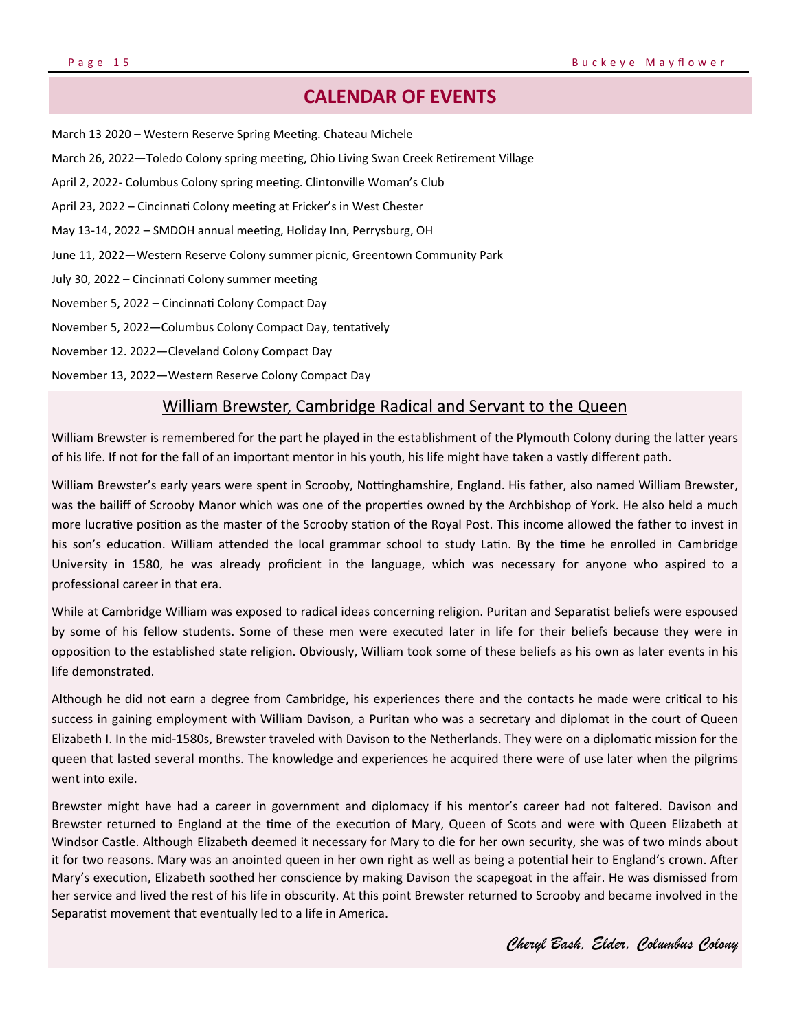## CALENDAR OF EVENTS

March 13 2020 – Western Reserve Spring Meeting. Chateau Michele

March 26, 2022—Toledo Colony spring meeting, Ohio Living Swan Creek Retirement Village

April 2, 2022- Columbus Colony spring meeting. Clintonville Woman's Club

April 23, 2022 – Cincinnati Colony meeting at Fricker's in West Chester

May 13-14, 2022 – SMDOH annual meeting, Holiday Inn, Perrysburg, OH

June 11, 2022—Western Reserve Colony summer picnic, Greentown Community Park

July 30, 2022 – Cincinnati Colony summer meeting

November 5, 2022 – Cincinnati Colony Compact Day

November 5, 2022—Columbus Colony Compact Day, tentatively

November 12. 2022—Cleveland Colony Compact Day

November 13, 2022—Western Reserve Colony Compact Day

## William Brewster, Cambridge Radical and Servant to the Queen

William Brewster is remembered for the part he played in the establishment of the Plymouth Colony during the latter years of his life. If not for the fall of an important mentor in his youth, his life might have taken a vastly different path.

William Brewster's early years were spent in Scrooby, Nottinghamshire, England. His father, also named William Brewster, was the bailiff of Scrooby Manor which was one of the properties owned by the Archbishop of York. He also held a much more lucrative position as the master of the Scrooby station of the Royal Post. This income allowed the father to invest in his son's education. William attended the local grammar school to study Latin. By the time he enrolled in Cambridge University in 1580, he was already proficient in the language, which was necessary for anyone who aspired to a professional career in that era.

While at Cambridge William was exposed to radical ideas concerning religion. Puritan and Separatist beliefs were espoused by some of his fellow students. Some of these men were executed later in life for their beliefs because they were in opposition to the established state religion. Obviously, William took some of these beliefs as his own as later events in his life demonstrated.

Although he did not earn a degree from Cambridge, his experiences there and the contacts he made were critical to his success in gaining employment with William Davison, a Puritan who was a secretary and diplomat in the court of Queen Elizabeth I. In the mid-1580s, Brewster traveled with Davison to the Netherlands. They were on a diplomatic mission for the queen that lasted several months. The knowledge and experiences he acquired there were of use later when the pilgrims went into exile.

Brewster might have had a career in government and diplomacy if his mentor's career had not faltered. Davison and Brewster returned to England at the time of the execution of Mary, Queen of Scots and were with Queen Elizabeth at Windsor Castle. Although Elizabeth deemed it necessary for Mary to die for her own security, she was of two minds about it for two reasons. Mary was an anointed queen in her own right as well as being a potential heir to England's crown. After Mary's execution, Elizabeth soothed her conscience by making Davison the scapegoat in the affair. He was dismissed from her service and lived the rest of his life in obscurity. At this point Brewster returned to Scrooby and became involved in the Separatist movement that eventually led to a life in America.

*Cheryl Bash, Elder, Columbus Colony*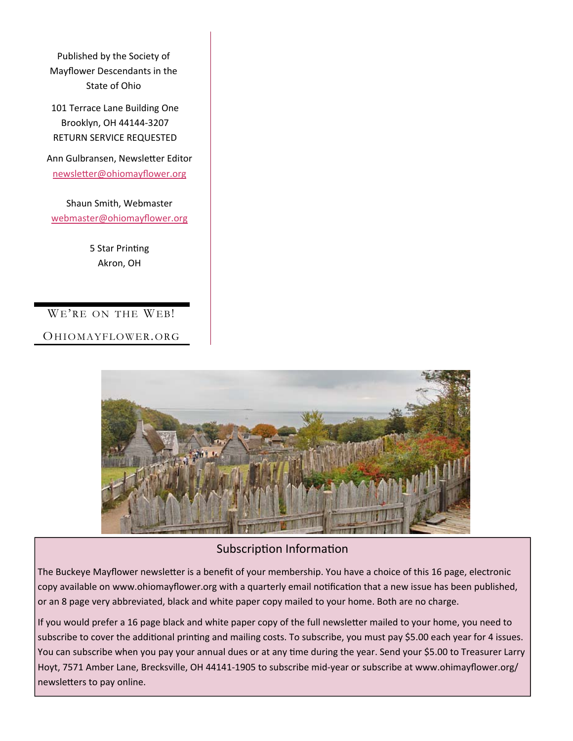Published by the Society of Mayflower Descendants in the State of Ohio

101 Terrace Lane Building One
Brooklyn, OH 44144-3207
RETURN SERVICE REQUESTED

Ann Gulbransen, Newsletter Editor
newsletter@ohiomayflower.org

Shaun Smith, Webmaster
webmaster@ohiomayflower.org

5 Star Printing
Akron, OH

WE'RE ON THE WEB!

OHIOMAYFLOWER.ORG

## Subscription Information

The Buckeye Mayflower newsletter is a benefit of your membership. You have a choice of this 16 page, electronic copy available on www.ohiomayflower.org with a quarterly email notification that a new issue has been published, or an 8 page very abbreviated, black and white paper copy mailed to your home. Both are no charge.

If you would prefer a 16 page black and white paper copy of the full newsletter mailed to your home, you need to subscribe to cover the additional printing and mailing costs. To subscribe, you must pay $5.00 each year for 4 issues. You can subscribe when you pay your annual dues or at any time during the year. Send your $5.00 to Treasurer Larry Hoyt, 7571 Amber Lane, Brecksville, OH 44141-1905 to subscribe mid-year or subscribe at www.ohimayflower.org/newsletters to pay online.